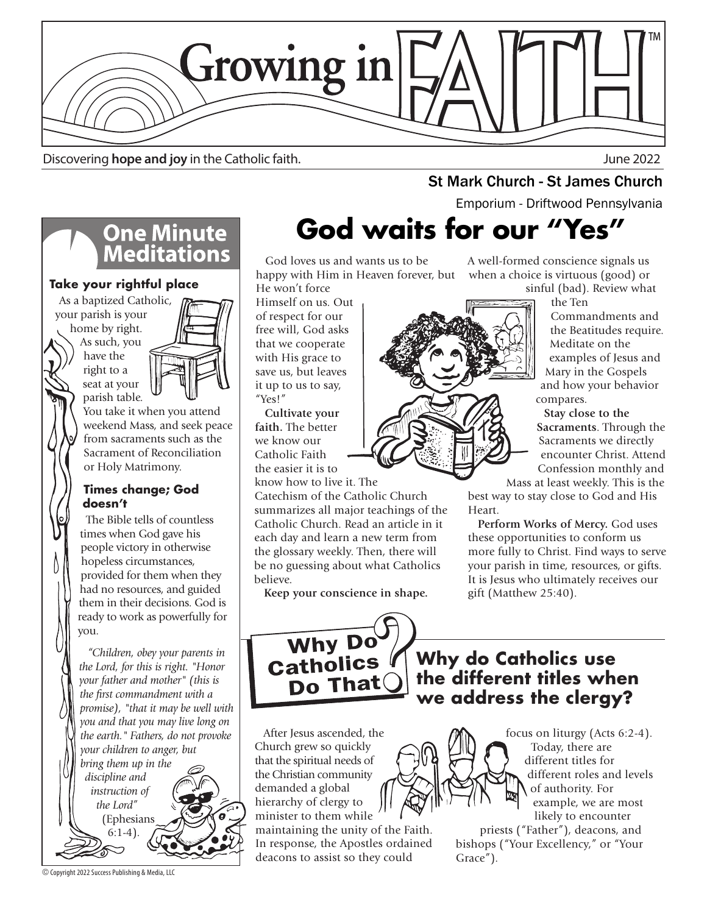# Growing in FAITH

Discovering **hope and joy** in the Catholic faith. June 2022

St Mark Church - St James Church

Emporium - Driftwood Pennsylvania

## One Minute Meditations

### Take your rightful place

As a baptized Catholic, your parish is your home by right. As such, you have the right to a seat at your parish table. You take it when you attend weekend Mass, and seek peace from sacraments such as the Sacrament of Reconciliation or Holy Matrimony.

### Times change; God doesn't

The Bible tells of countless times when God gave his people victory in otherwise hopeless circumstances, provided for them when they had no resources, and guided them in their decisions. God is ready to work as powerfully for you.

*"Children, obey your parents in the Lord, for this is right. "Honor your father and mother" (this is the first commandment with a promise), "that it may be well with you and that you may live long on the earth." Fathers, do not provoke your children to anger, but bring them up in the discipline and instruction of the Lord"* (Ephesians 6:1-4).

## God waits for our "Yes"

God loves us and wants us to be happy with Him in Heaven forever, but He won't force Himself on us. Out of respect for our free will, God asks that we cooperate with His grace to save us, but leaves it up to us to say, "Yes!"

**Cultivate your faith.** The better we know our Catholic Faith the easier it is to know how to live it. The Catechism of the Catholic Church summarizes all major teachings of the Catholic Church. Read an article in it each day and learn a new term from the glossary weekly. Then, there will be no guessing about what Catholics believe.

**Keep your conscience in shape.** A well-formed conscience signals us when a choice is virtuous (good) or sinful (bad). Review what the Ten Commandments and the Beatitudes require. Meditate on the examples of Jesus and Mary in the Gospels and how your behavior compares.

**Stay close to the Sacraments**. Through the Sacraments we directly encounter Christ. Attend Confession monthly and Mass at least weekly. This is the best way to stay close to God and His Heart.

**Perform Works of Mercy.** God uses these opportunities to conform us more fully to Christ. Find ways to serve your parish in time, resources, or gifts. It is Jesus who ultimately receives our gift (Matthew 25:40).

## Why Do Catholics Do That?

### Why do Catholics use the different titles when we address the clergy?

After Jesus ascended, the Church grew so quickly that the spiritual needs of the Christian community demanded a global hierarchy of clergy to minister to them while maintaining the unity of the Faith. In response, the Apostles ordained deacons to assist so they could focus on liturgy (Acts 6:2-4).

Today, there are different titles for different roles and levels of authority. For example, we are most likely to encounter priests ("Father"), deacons, and bishops ("Your Excellency," or "Your Grace").

© Copyright 2022 Success Publishing & Media, LLC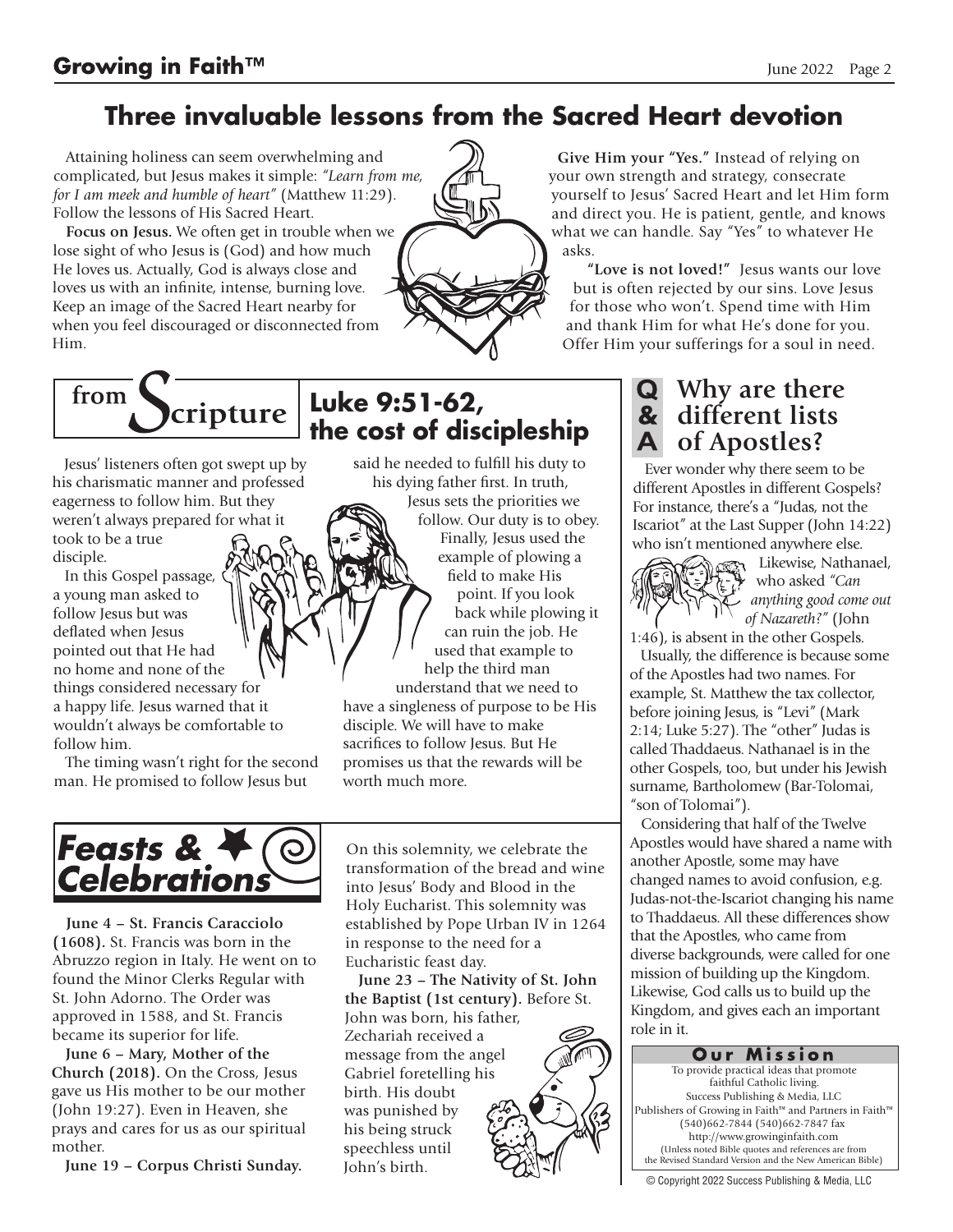# Three invaluable lessons from the Sacred Heart devotion

Attaining holiness can seem overwhelming and complicated, but Jesus makes it simple: *"Learn from me, for I am meek and humble of heart"* (Matthew 11:29). Follow the lessons of His Sacred Heart.

**Focus on Jesus.** We often get in trouble when we lose sight of who Jesus is (God) and how much He loves us. Actually, God is always close and loves us with an infinite, intense, burning love. Keep an image of the Sacred Heart nearby for when you feel discouraged or disconnected from Him.

**Give Him your "Yes."** Instead of relying on your own strength and strategy, consecrate yourself to Jesus' Sacred Heart and let Him form and direct you. He is patient, gentle, and knows what we can handle. Say "Yes" to whatever He asks.

**"Love is not loved!"** Jesus wants our love but is often rejected by our sins. Love Jesus for those who won't. Spend time with Him and thank Him for what He's done for you. Offer Him your sufferings for a soul in need.

## from Scripture — Luke 9:51-62, the cost of discipleship

Jesus' listeners often got swept up by his charismatic manner and professed eagerness to follow him. But they weren't always prepared for what it took to be a true disciple.

In this Gospel passage, a young man asked to follow Jesus but was deflated when Jesus pointed out that He had no home and none of the things considered necessary for a happy life. Jesus warned that it wouldn't always be comfortable to follow him.

The timing wasn't right for the second man. He promised to follow Jesus but said he needed to fulfill his duty to his dying father first. In truth, Jesus sets the priorities we follow. Our duty is to obey.

Finally, Jesus used the example of plowing a field to make His point. If you look back while plowing it can ruin the job. He used that example to help the third man understand that we need to have a singleness of purpose to be His disciple. We will have to make sacrifices to follow Jesus. But He promises us that the rewards will be worth much more.

## Feasts & Celebrations

**June 4 – St. Francis Caracciolo (1608).** St. Francis was born in the Abruzzo region in Italy. He went on to found the Minor Clerks Regular with St. John Adorno. The Order was approved in 1588, and St. Francis became its superior for life.

**June 6 – Mary, Mother of the Church (2018).** On the Cross, Jesus gave us His mother to be our mother (John 19:27). Even in Heaven, she prays and cares for us as our spiritual mother.

**June 19 – Corpus Christi Sunday.** On this solemnity, we celebrate the transformation of the bread and wine into Jesus' Body and Blood in the Holy Eucharist. This solemnity was established by Pope Urban IV in 1264 in response to the need for a Eucharistic feast day.

**June 23 – The Nativity of St. John the Baptist (1st century).** Before St. John was born, his father, Zechariah received a message from the angel Gabriel foretelling his birth. His doubt was punished by his being struck speechless until John's birth.

## Q & A: Why are there different lists of Apostles?

Ever wonder why there seem to be different Apostles in different Gospels? For instance, there's a "Judas, not the Iscariot" at the Last Supper (John 14:22) who isn't mentioned anywhere else.

Likewise, Nathanael, who asked *"Can anything good come out of Nazareth?"* (John 1:46), is absent in the other Gospels.

Usually, the difference is because some of the Apostles had two names. For example, St. Matthew the tax collector, before joining Jesus, is "Levi" (Mark 2:14; Luke 5:27). The "other" Judas is called Thaddaeus. Nathanael is in the other Gospels, too, but under his Jewish surname, Bartholomew (Bar-Tolomai, "son of Tolomai").

Considering that half of the Twelve Apostles would have shared a name with another Apostle, some may have changed names to avoid confusion, e.g. Judas-not-the-Iscariot changing his name to Thaddaeus. All these differences show that the Apostles, who came from diverse backgrounds, were called for one mission of building up the Kingdom. Likewise, God calls us to build up the Kingdom, and gives each an important role in it.

### Our Mission

To provide practical ideas that promote faithful Catholic living.
Success Publishing & Media, LLC
Publishers of Growing in Faith™ and Partners in Faith™
(540)662-7844 (540)662-7847 fax
http://www.growinginfaith.com
(Unless noted Bible quotes and references are from the Revised Standard Version and the New American Bible)

© Copyright 2022 Success Publishing & Media, LLC